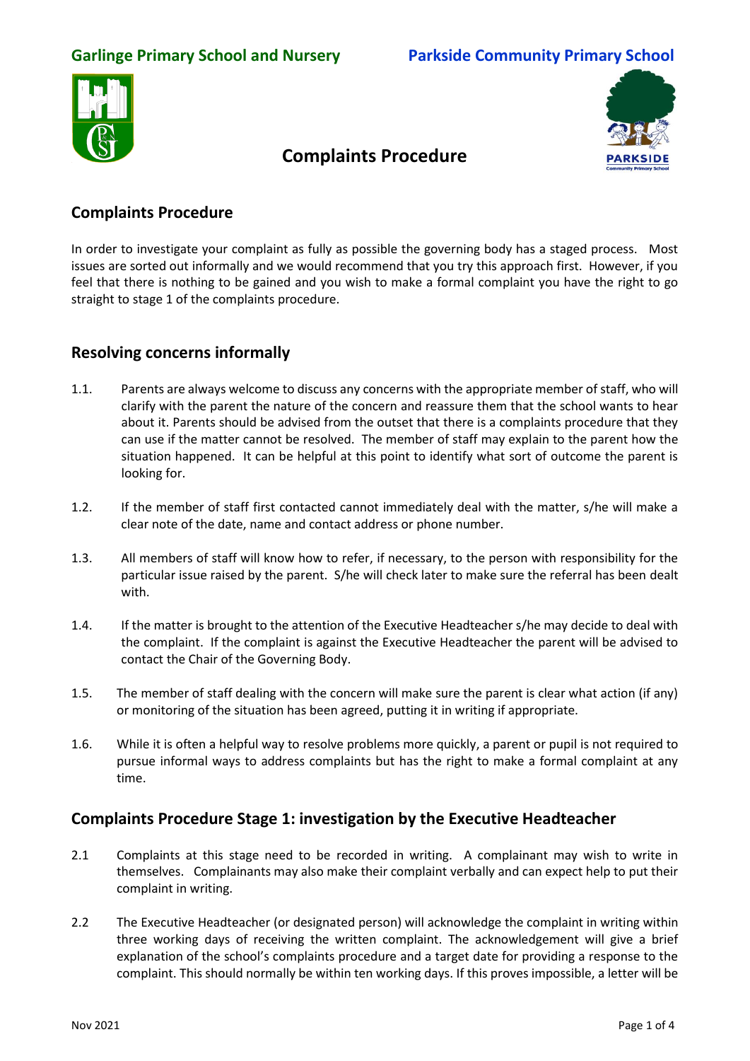Garlinge Primary School and Nursery | Parkside Community Primary School

# Complaints Procedure

## Complaints Procedure

In order to investigate your complaint as fully as possible the governing body has a staged process. Most issues are sorted out informally and we would recommend that you try this approach first. However, if you feel that there is nothing to be gained and you wish to make a formal complaint you have the right to go straight to stage 1 of the complaints procedure.

## Resolving concerns informally

1.1. Parents are always welcome to discuss any concerns with the appropriate member of staff, who will clarify with the parent the nature of the concern and reassure them that the school wants to hear about it. Parents should be advised from the outset that there is a complaints procedure that they can use if the matter cannot be resolved. The member of staff may explain to the parent how the situation happened. It can be helpful at this point to identify what sort of outcome the parent is looking for.

1.2. If the member of staff first contacted cannot immediately deal with the matter, s/he will make a clear note of the date, name and contact address or phone number.

1.3. All members of staff will know how to refer, if necessary, to the person with responsibility for the particular issue raised by the parent. S/he will check later to make sure the referral has been dealt with.

1.4. If the matter is brought to the attention of the Executive Headteacher s/he may decide to deal with the complaint. If the complaint is against the Executive Headteacher the parent will be advised to contact the Chair of the Governing Body.

1.5. The member of staff dealing with the concern will make sure the parent is clear what action (if any) or monitoring of the situation has been agreed, putting it in writing if appropriate.

1.6. While it is often a helpful way to resolve problems more quickly, a parent or pupil is not required to pursue informal ways to address complaints but has the right to make a formal complaint at any time.

## Complaints Procedure Stage 1: investigation by the Executive Headteacher

2.1 Complaints at this stage need to be recorded in writing. A complainant may wish to write in themselves. Complainants may also make their complaint verbally and can expect help to put their complaint in writing.

2.2 The Executive Headteacher (or designated person) will acknowledge the complaint in writing within three working days of receiving the written complaint. The acknowledgement will give a brief explanation of the school's complaints procedure and a target date for providing a response to the complaint. This should normally be within ten working days. If this proves impossible, a letter will be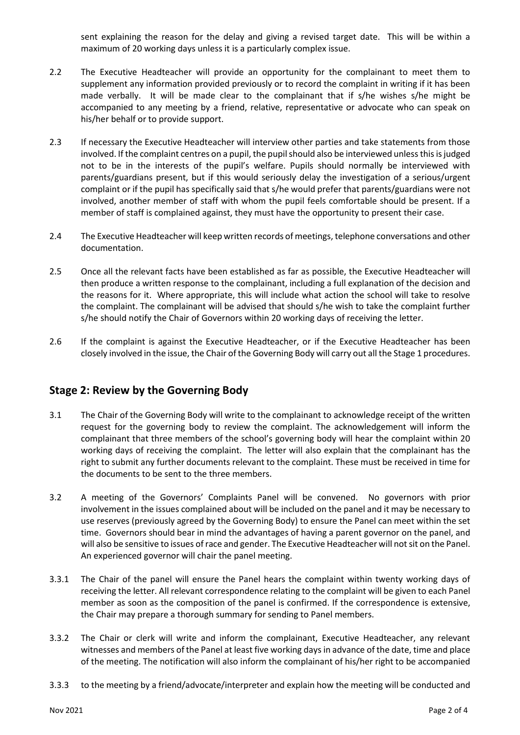sent explaining the reason for the delay and giving a revised target date. This will be within a maximum of 20 working days unless it is a particularly complex issue.

2.2 The Executive Headteacher will provide an opportunity for the complainant to meet them to supplement any information provided previously or to record the complaint in writing if it has been made verbally. It will be made clear to the complainant that if s/he wishes s/he might be accompanied to any meeting by a friend, relative, representative or advocate who can speak on his/her behalf or to provide support.

2.3 If necessary the Executive Headteacher will interview other parties and take statements from those involved. If the complaint centres on a pupil, the pupil should also be interviewed unless this is judged not to be in the interests of the pupil's welfare. Pupils should normally be interviewed with parents/guardians present, but if this would seriously delay the investigation of a serious/urgent complaint or if the pupil has specifically said that s/he would prefer that parents/guardians were not involved, another member of staff with whom the pupil feels comfortable should be present. If a member of staff is complained against, they must have the opportunity to present their case.

2.4 The Executive Headteacher will keep written records of meetings, telephone conversations and other documentation.

2.5 Once all the relevant facts have been established as far as possible, the Executive Headteacher will then produce a written response to the complainant, including a full explanation of the decision and the reasons for it. Where appropriate, this will include what action the school will take to resolve the complaint. The complainant will be advised that should s/he wish to take the complaint further s/he should notify the Chair of Governors within 20 working days of receiving the letter.

2.6 If the complaint is against the Executive Headteacher, or if the Executive Headteacher has been closely involved in the issue, the Chair of the Governing Body will carry out all the Stage 1 procedures.

## Stage 2: Review by the Governing Body

3.1 The Chair of the Governing Body will write to the complainant to acknowledge receipt of the written request for the governing body to review the complaint. The acknowledgement will inform the complainant that three members of the school's governing body will hear the complaint within 20 working days of receiving the complaint. The letter will also explain that the complainant has the right to submit any further documents relevant to the complaint. These must be received in time for the documents to be sent to the three members.

3.2 A meeting of the Governors' Complaints Panel will be convened. No governors with prior involvement in the issues complained about will be included on the panel and it may be necessary to use reserves (previously agreed by the Governing Body) to ensure the Panel can meet within the set time. Governors should bear in mind the advantages of having a parent governor on the panel, and will also be sensitive to issues of race and gender. The Executive Headteacher will not sit on the Panel. An experienced governor will chair the panel meeting.

3.3.1 The Chair of the panel will ensure the Panel hears the complaint within twenty working days of receiving the letter. All relevant correspondence relating to the complaint will be given to each Panel member as soon as the composition of the panel is confirmed. If the correspondence is extensive, the Chair may prepare a thorough summary for sending to Panel members.

3.3.2 The Chair or clerk will write and inform the complainant, Executive Headteacher, any relevant witnesses and members of the Panel at least five working days in advance of the date, time and place of the meeting. The notification will also inform the complainant of his/her right to be accompanied

3.3.3 to the meeting by a friend/advocate/interpreter and explain how the meeting will be conducted and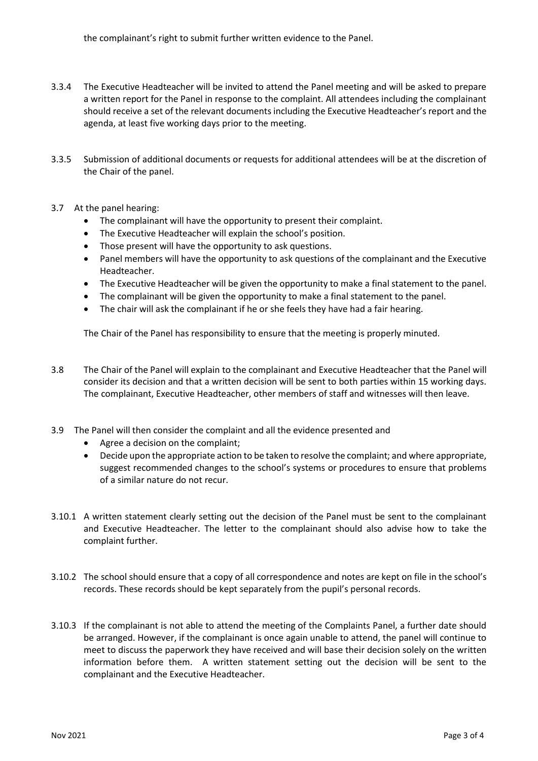the complainant's right to submit further written evidence to the Panel.

3.3.4 The Executive Headteacher will be invited to attend the Panel meeting and will be asked to prepare a written report for the Panel in response to the complaint. All attendees including the complainant should receive a set of the relevant documents including the Executive Headteacher's report and the agenda, at least five working days prior to the meeting.

3.3.5 Submission of additional documents or requests for additional attendees will be at the discretion of the Chair of the panel.

3.7 At the panel hearing:

- The complainant will have the opportunity to present their complaint.
- The Executive Headteacher will explain the school's position.
- Those present will have the opportunity to ask questions.
- Panel members will have the opportunity to ask questions of the complainant and the Executive Headteacher.
- The Executive Headteacher will be given the opportunity to make a final statement to the panel.
- The complainant will be given the opportunity to make a final statement to the panel.
- The chair will ask the complainant if he or she feels they have had a fair hearing.

The Chair of the Panel has responsibility to ensure that the meeting is properly minuted.

3.8 The Chair of the Panel will explain to the complainant and Executive Headteacher that the Panel will consider its decision and that a written decision will be sent to both parties within 15 working days. The complainant, Executive Headteacher, other members of staff and witnesses will then leave.

3.9 The Panel will then consider the complaint and all the evidence presented and

- Agree a decision on the complaint;
- Decide upon the appropriate action to be taken to resolve the complaint; and where appropriate, suggest recommended changes to the school's systems or procedures to ensure that problems of a similar nature do not recur.

3.10.1 A written statement clearly setting out the decision of the Panel must be sent to the complainant and Executive Headteacher. The letter to the complainant should also advise how to take the complaint further.

3.10.2 The school should ensure that a copy of all correspondence and notes are kept on file in the school's records. These records should be kept separately from the pupil's personal records.

3.10.3 If the complainant is not able to attend the meeting of the Complaints Panel, a further date should be arranged. However, if the complainant is once again unable to attend, the panel will continue to meet to discuss the paperwork they have received and will base their decision solely on the written information before them. A written statement setting out the decision will be sent to the complainant and the Executive Headteacher.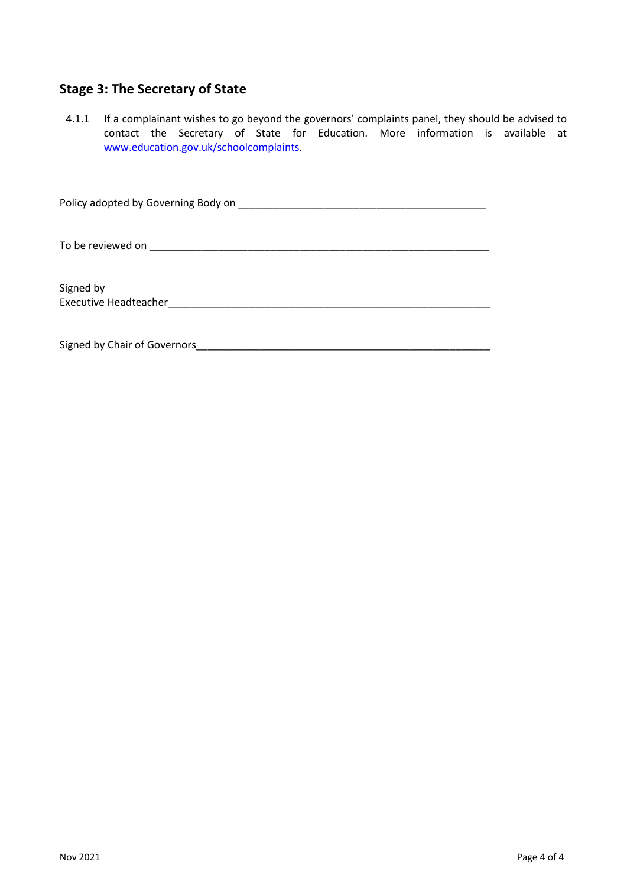## Stage 3: The Secretary of State

4.1.1 If a complainant wishes to go beyond the governors' complaints panel, they should be advised to contact the Secretary of State for Education. More information is available at www.education.gov.uk/schoolcomplaints.

Policy adopted by Governing Body on ____________________________________________

To be reviewed on ____________________________________________________________

Signed by
Executive Headteacher__________________________________________________________

Signed by Chair of Governors_____________________________________________________